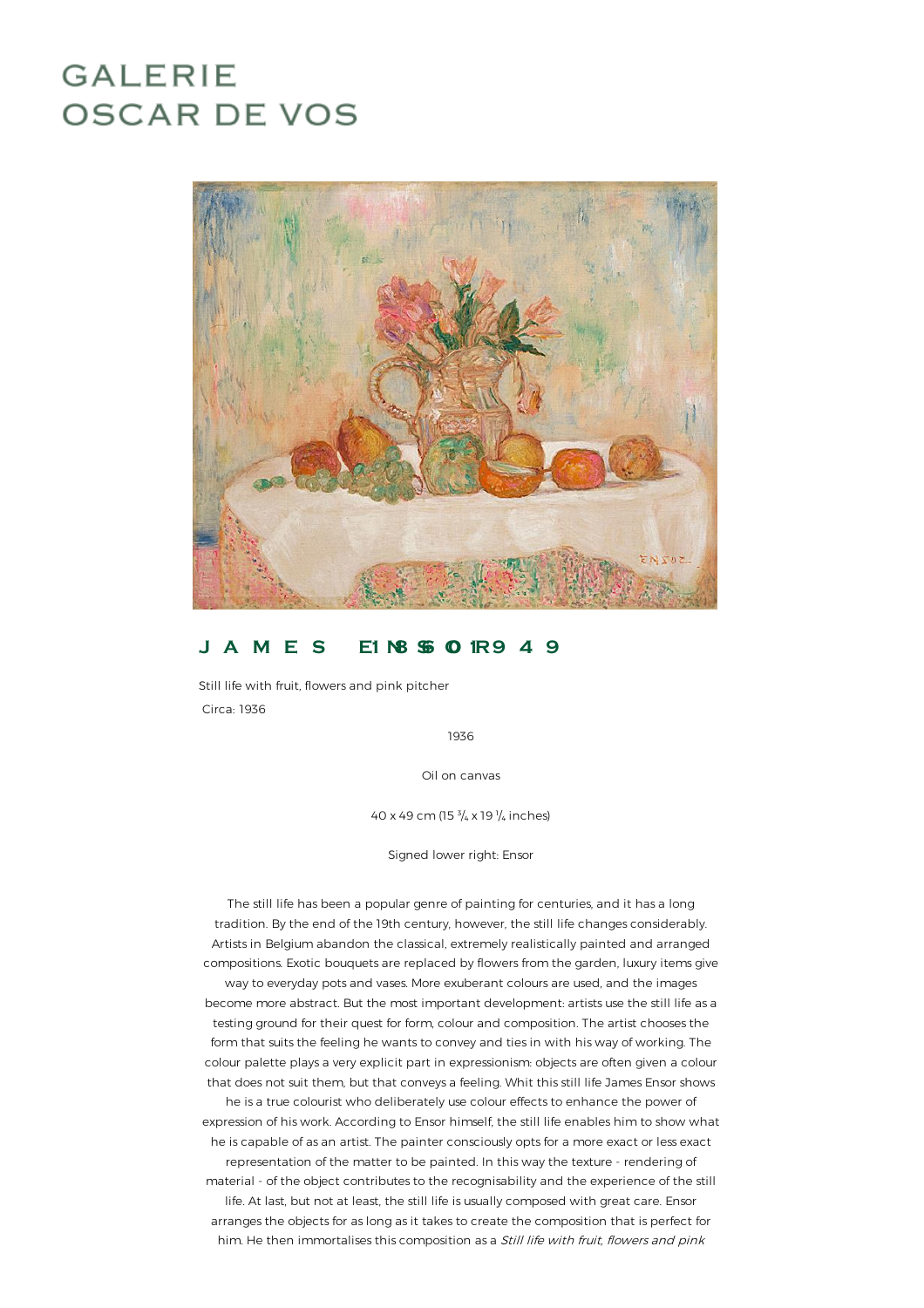# GALERIE OSCAR DE VOS

## JAMES ENSOR 1860 - 1949

Still life with fruit, flowers and pink pitcher

Circa: 1936

1936

Oil on canvas

40 x 49 cm (15 ¾ x 19 ¼ inches)

Signed lower right: Ensor

The still life has been a popular genre of painting for centuries, and it has a long tradition. By the end of the 19th century, however, the still life changes considerably. Artists in Belgium abandon the classical, extremely realistically painted and arranged compositions. Exotic bouquets are replaced by flowers from the garden, luxury items give way to everyday pots and vases. More exuberant colours are used, and the images become more abstract. But the most important development: artists use the still life as a testing ground for their quest for form, colour and composition. The artist chooses the form that suits the feeling he wants to convey and ties in with his way of working. The colour palette plays a very explicit part in expressionism: objects are often given a colour that does not suit them, but that conveys a feeling. Whit this still life James Ensor shows he is a true colourist who deliberately use colour effects to enhance the power of expression of his work. According to Ensor himself, the still life enables him to show what he is capable of as an artist. The painter consciously opts for a more exact or less exact representation of the matter to be painted. In this way the texture - rendering of material - of the object contributes to the recognisability and the experience of the still life. At last, but not at least, the still life is usually composed with great care. Ensor arranges the objects for as long as it takes to create the composition that is perfect for him. He then immortalises this composition as a *Still life with fruit, flowers and pink*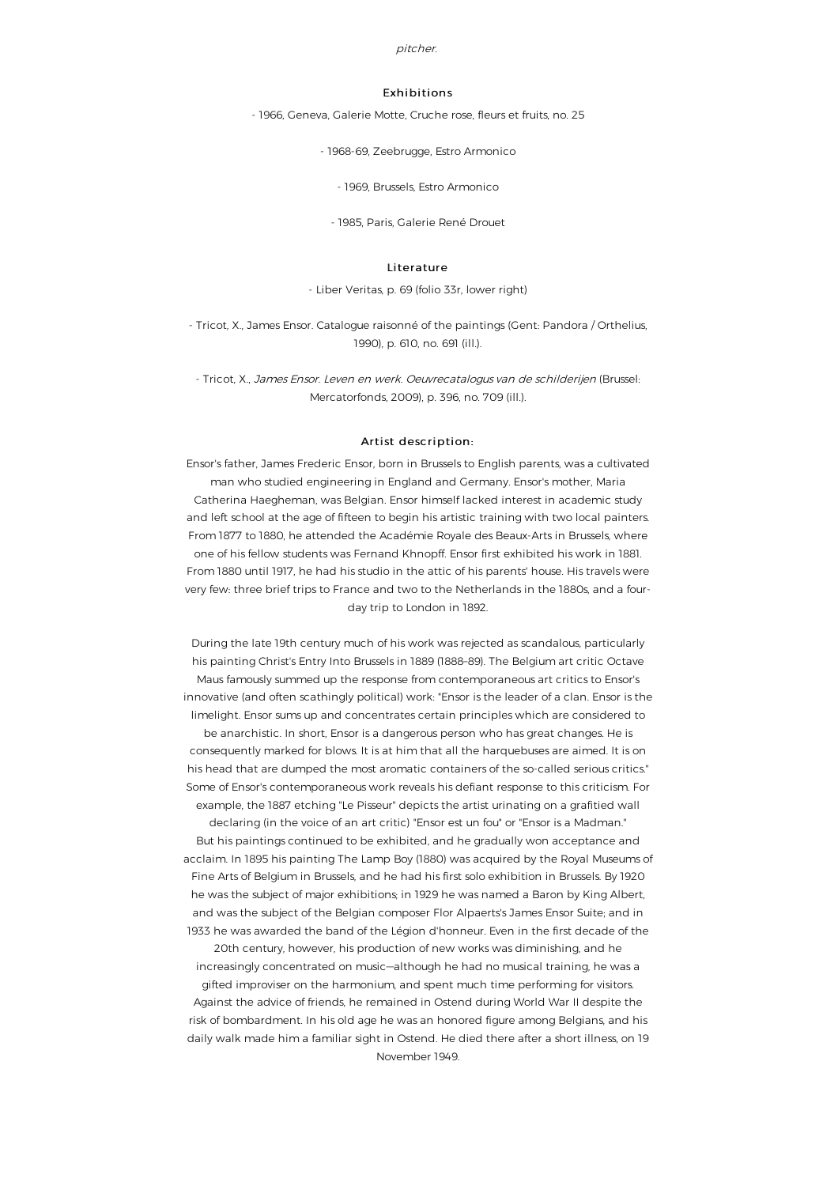*pitcher.*

### Exhibitions

- 1966, Geneva, Galerie Motte, Cruche rose, fleurs et fruits, no. 25

- 1968-69, Zeebrugge, Estro Armonico

- 1969, Brussels, Estro Armonico

- 1985, Paris, Galerie René Drouet

### Literature

- Liber Veritas, p. 69 (folio 33r, lower right)

- Tricot, X., James Ensor. Catalogue raisonné of the paintings (Gent: Pandora / Orthelius, 1990), p. 610, no. 691 (ill.).

- Tricot, X., *James Ensor. Leven en werk. Oeuvrecatalogus van de schilderijen* (Brussel: Mercatorfonds, 2009), p. 396, no. 709 (ill.).

### Artist description:

Ensor's father, James Frederic Ensor, born in Brussels to English parents, was a cultivated man who studied engineering in England and Germany. Ensor's mother, Maria Catherina Haegheman, was Belgian. Ensor himself lacked interest in academic study and left school at the age of fifteen to begin his artistic training with two local painters. From 1877 to 1880, he attended the Académie Royale des Beaux-Arts in Brussels, where one of his fellow students was Fernand Khnopff. Ensor first exhibited his work in 1881. From 1880 until 1917, he had his studio in the attic of his parents' house. His travels were very few: three brief trips to France and two to the Netherlands in the 1880s, and a four-day trip to London in 1892.

During the late 19th century much of his work was rejected as scandalous, particularly his painting Christ's Entry Into Brussels in 1889 (1888–89). The Belgium art critic Octave Maus famously summed up the response from contemporaneous art critics to Ensor's innovative (and often scathingly political) work: "Ensor is the leader of a clan. Ensor is the limelight. Ensor sums up and concentrates certain principles which are considered to be anarchistic. In short, Ensor is a dangerous person who has great changes. He is consequently marked for blows. It is at him that all the harquebuses are aimed. It is on his head that are dumped the most aromatic containers of the so-called serious critics." Some of Ensor's contemporaneous work reveals his defiant response to this criticism. For example, the 1887 etching "Le Pisseur" depicts the artist urinating on a grafitied wall declaring (in the voice of an art critic) "Ensor est un fou" or "Ensor is a Madman."
But his paintings continued to be exhibited, and he gradually won acceptance and acclaim. In 1895 his painting The Lamp Boy (1880) was acquired by the Royal Museums of Fine Arts of Belgium in Brussels, and he had his first solo exhibition in Brussels. By 1920 he was the subject of major exhibitions; in 1929 he was named a Baron by King Albert, and was the subject of the Belgian composer Flor Alpaerts's James Ensor Suite; and in 1933 he was awarded the band of the Légion d'honneur. Even in the first decade of the 20th century, however, his production of new works was diminishing, and he increasingly concentrated on music—although he had no musical training, he was a gifted improviser on the harmonium, and spent much time performing for visitors. Against the advice of friends, he remained in Ostend during World War II despite the risk of bombardment. In his old age he was an honored figure among Belgians, and his daily walk made him a familiar sight in Ostend. He died there after a short illness, on 19 November 1949.